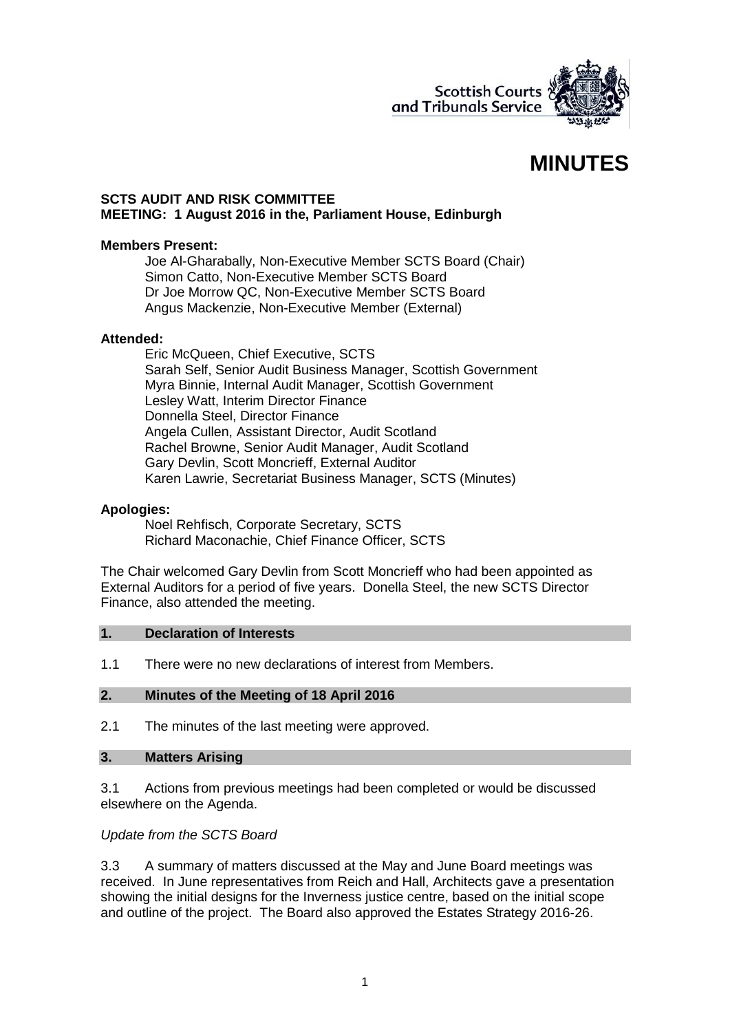# MINUTES

**SCTS AUDIT AND RISK COMMITTEE**
**MEETING: 1 August 2016 in the, Parliament House, Edinburgh**

**Members Present:**

Joe Al-Gharabally, Non-Executive Member SCTS Board (Chair)
Simon Catto, Non-Executive Member SCTS Board
Dr Joe Morrow QC, Non-Executive Member SCTS Board
Angus Mackenzie, Non-Executive Member (External)

**Attended:**

Eric McQueen, Chief Executive, SCTS
Sarah Self, Senior Audit Business Manager, Scottish Government
Myra Binnie, Internal Audit Manager, Scottish Government
Lesley Watt, Interim Director Finance
Donnella Steel, Director Finance
Angela Cullen, Assistant Director, Audit Scotland
Rachel Browne, Senior Audit Manager, Audit Scotland
Gary Devlin, Scott Moncrieff, External Auditor
Karen Lawrie, Secretariat Business Manager, SCTS (Minutes)

**Apologies:**

Noel Rehfisch, Corporate Secretary, SCTS
Richard Maconachie, Chief Finance Officer, SCTS

The Chair welcomed Gary Devlin from Scott Moncrieff who had been appointed as External Auditors for a period of five years. Donella Steel, the new SCTS Director Finance, also attended the meeting.

## 1. Declaration of Interests

1.1 There were no new declarations of interest from Members.

## 2. Minutes of the Meeting of 18 April 2016

2.1 The minutes of the last meeting were approved.

## 3. Matters Arising

3.1 Actions from previous meetings had been completed or would be discussed elsewhere on the Agenda.

*Update from the SCTS Board*

3.3 A summary of matters discussed at the May and June Board meetings was received. In June representatives from Reich and Hall, Architects gave a presentation showing the initial designs for the Inverness justice centre, based on the initial scope and outline of the project. The Board also approved the Estates Strategy 2016-26.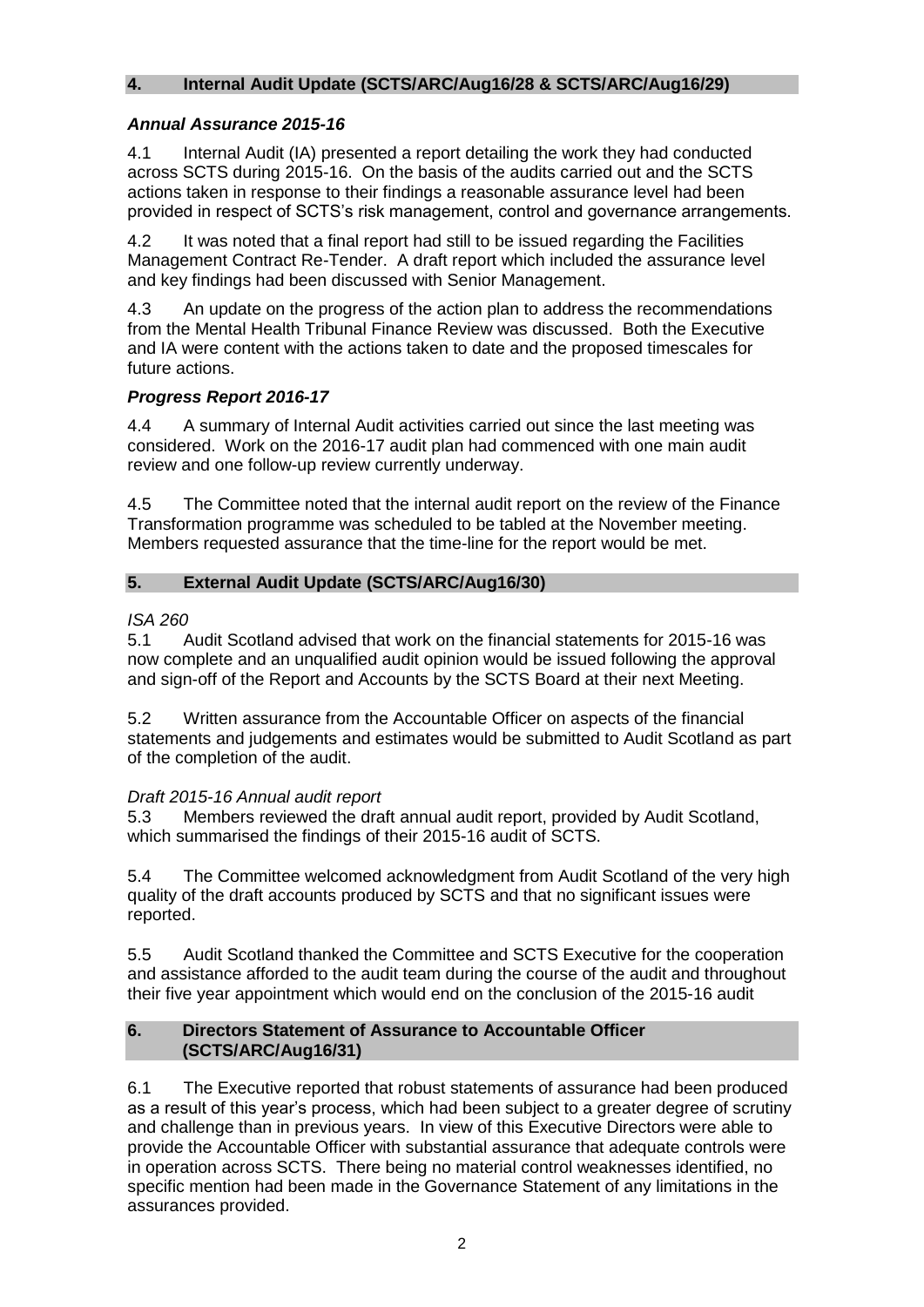## 4. Internal Audit Update (SCTS/ARC/Aug16/28 & SCTS/ARC/Aug16/29)

### *Annual Assurance 2015-16*

4.1 Internal Audit (IA) presented a report detailing the work they had conducted across SCTS during 2015-16. On the basis of the audits carried out and the SCTS actions taken in response to their findings a reasonable assurance level had been provided in respect of SCTS's risk management, control and governance arrangements.

4.2 It was noted that a final report had still to be issued regarding the Facilities Management Contract Re-Tender. A draft report which included the assurance level and key findings had been discussed with Senior Management.

4.3 An update on the progress of the action plan to address the recommendations from the Mental Health Tribunal Finance Review was discussed. Both the Executive and IA were content with the actions taken to date and the proposed timescales for future actions.

### *Progress Report 2016-17*

4.4 A summary of Internal Audit activities carried out since the last meeting was considered. Work on the 2016-17 audit plan had commenced with one main audit review and one follow-up review currently underway.

4.5 The Committee noted that the internal audit report on the review of the Finance Transformation programme was scheduled to be tabled at the November meeting. Members requested assurance that the time-line for the report would be met.

## 5. External Audit Update (SCTS/ARC/Aug16/30)

*ISA 260*

5.1 Audit Scotland advised that work on the financial statements for 2015-16 was now complete and an unqualified audit opinion would be issued following the approval and sign-off of the Report and Accounts by the SCTS Board at their next Meeting.

5.2 Written assurance from the Accountable Officer on aspects of the financial statements and judgements and estimates would be submitted to Audit Scotland as part of the completion of the audit.

*Draft 2015-16 Annual audit report*

5.3 Members reviewed the draft annual audit report, provided by Audit Scotland, which summarised the findings of their 2015-16 audit of SCTS.

5.4 The Committee welcomed acknowledgment from Audit Scotland of the very high quality of the draft accounts produced by SCTS and that no significant issues were reported.

5.5 Audit Scotland thanked the Committee and SCTS Executive for the cooperation and assistance afforded to the audit team during the course of the audit and throughout their five year appointment which would end on the conclusion of the 2015-16 audit

## 6. Directors Statement of Assurance to Accountable Officer (SCTS/ARC/Aug16/31)

6.1 The Executive reported that robust statements of assurance had been produced as a result of this year's process, which had been subject to a greater degree of scrutiny and challenge than in previous years. In view of this Executive Directors were able to provide the Accountable Officer with substantial assurance that adequate controls were in operation across SCTS. There being no material control weaknesses identified, no specific mention had been made in the Governance Statement of any limitations in the assurances provided.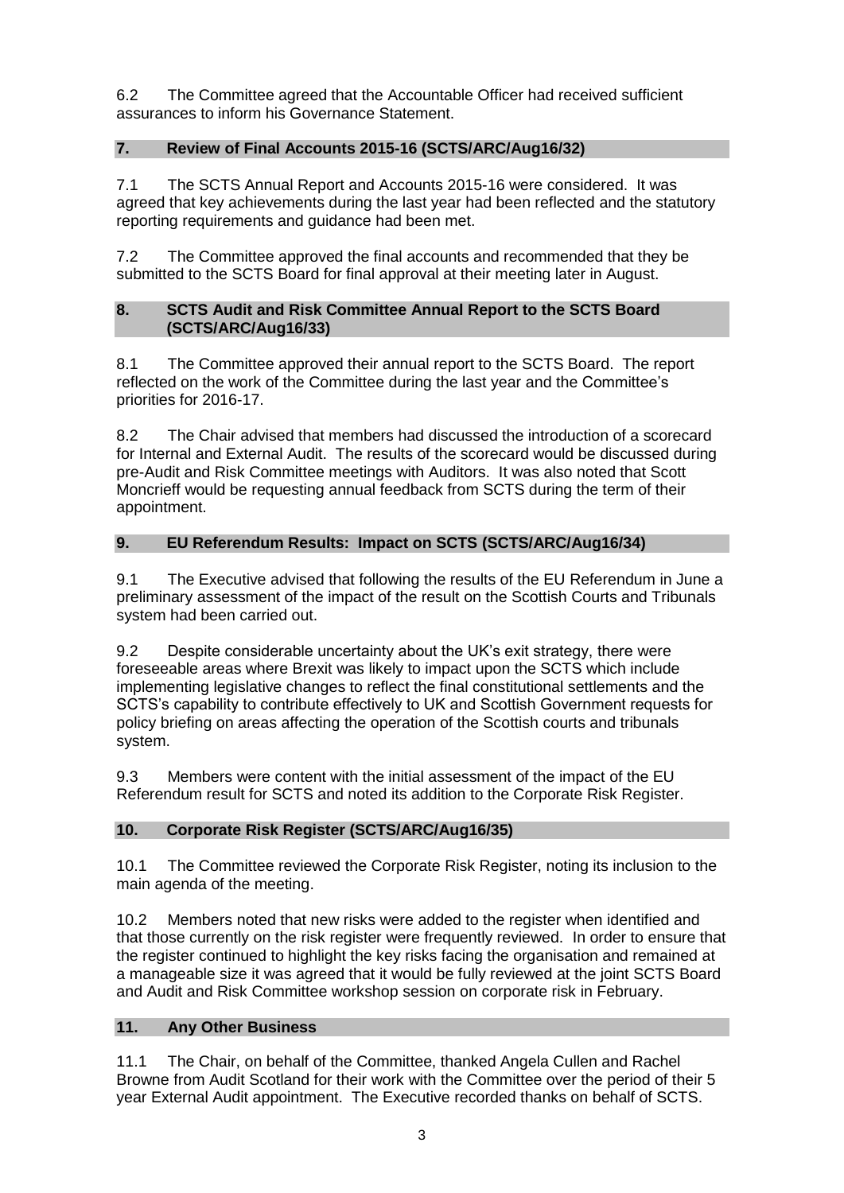6.2 The Committee agreed that the Accountable Officer had received sufficient assurances to inform his Governance Statement.

## 7. Review of Final Accounts 2015-16 (SCTS/ARC/Aug16/32)

7.1 The SCTS Annual Report and Accounts 2015-16 were considered. It was agreed that key achievements during the last year had been reflected and the statutory reporting requirements and guidance had been met.

7.2 The Committee approved the final accounts and recommended that they be submitted to the SCTS Board for final approval at their meeting later in August.

## 8. SCTS Audit and Risk Committee Annual Report to the SCTS Board (SCTS/ARC/Aug16/33)

8.1 The Committee approved their annual report to the SCTS Board. The report reflected on the work of the Committee during the last year and the Committee's priorities for 2016-17.

8.2 The Chair advised that members had discussed the introduction of a scorecard for Internal and External Audit. The results of the scorecard would be discussed during pre-Audit and Risk Committee meetings with Auditors. It was also noted that Scott Moncrieff would be requesting annual feedback from SCTS during the term of their appointment.

## 9. EU Referendum Results: Impact on SCTS (SCTS/ARC/Aug16/34)

9.1 The Executive advised that following the results of the EU Referendum in June a preliminary assessment of the impact of the result on the Scottish Courts and Tribunals system had been carried out.

9.2 Despite considerable uncertainty about the UK's exit strategy, there were foreseeable areas where Brexit was likely to impact upon the SCTS which include implementing legislative changes to reflect the final constitutional settlements and the SCTS's capability to contribute effectively to UK and Scottish Government requests for policy briefing on areas affecting the operation of the Scottish courts and tribunals system.

9.3 Members were content with the initial assessment of the impact of the EU Referendum result for SCTS and noted its addition to the Corporate Risk Register.

## 10. Corporate Risk Register (SCTS/ARC/Aug16/35)

10.1 The Committee reviewed the Corporate Risk Register, noting its inclusion to the main agenda of the meeting.

10.2 Members noted that new risks were added to the register when identified and that those currently on the risk register were frequently reviewed. In order to ensure that the register continued to highlight the key risks facing the organisation and remained at a manageable size it was agreed that it would be fully reviewed at the joint SCTS Board and Audit and Risk Committee workshop session on corporate risk in February.

## 11. Any Other Business

11.1 The Chair, on behalf of the Committee, thanked Angela Cullen and Rachel Browne from Audit Scotland for their work with the Committee over the period of their 5 year External Audit appointment. The Executive recorded thanks on behalf of SCTS.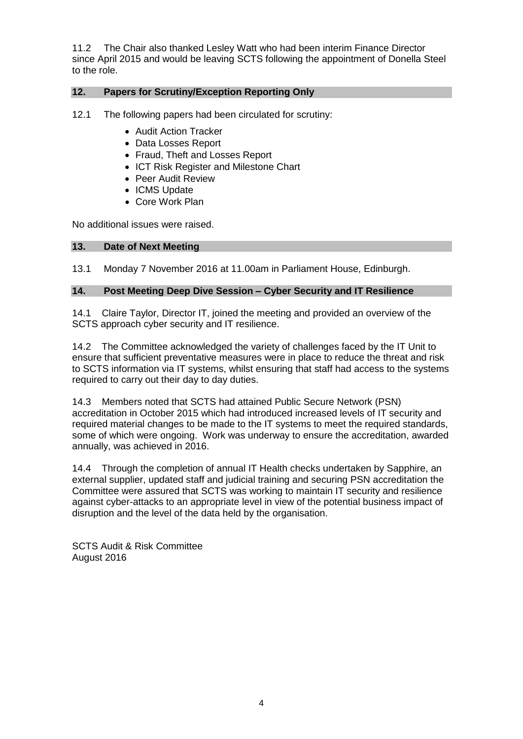11.2 The Chair also thanked Lesley Watt who had been interim Finance Director since April 2015 and would be leaving SCTS following the appointment of Donella Steel to the role.

## 12. Papers for Scrutiny/Exception Reporting Only

12.1 The following papers had been circulated for scrutiny:

- Audit Action Tracker
- Data Losses Report
- Fraud, Theft and Losses Report
- ICT Risk Register and Milestone Chart
- Peer Audit Review
- ICMS Update
- Core Work Plan

No additional issues were raised.

## 13. Date of Next Meeting

13.1 Monday 7 November 2016 at 11.00am in Parliament House, Edinburgh.

## 14. Post Meeting Deep Dive Session – Cyber Security and IT Resilience

14.1 Claire Taylor, Director IT, joined the meeting and provided an overview of the SCTS approach cyber security and IT resilience.

14.2 The Committee acknowledged the variety of challenges faced by the IT Unit to ensure that sufficient preventative measures were in place to reduce the threat and risk to SCTS information via IT systems, whilst ensuring that staff had access to the systems required to carry out their day to day duties.

14.3 Members noted that SCTS had attained Public Secure Network (PSN) accreditation in October 2015 which had introduced increased levels of IT security and required material changes to be made to the IT systems to meet the required standards, some of which were ongoing. Work was underway to ensure the accreditation, awarded annually, was achieved in 2016.

14.4 Through the completion of annual IT Health checks undertaken by Sapphire, an external supplier, updated staff and judicial training and securing PSN accreditation the Committee were assured that SCTS was working to maintain IT security and resilience against cyber-attacks to an appropriate level in view of the potential business impact of disruption and the level of the data held by the organisation.

SCTS Audit & Risk Committee
August 2016